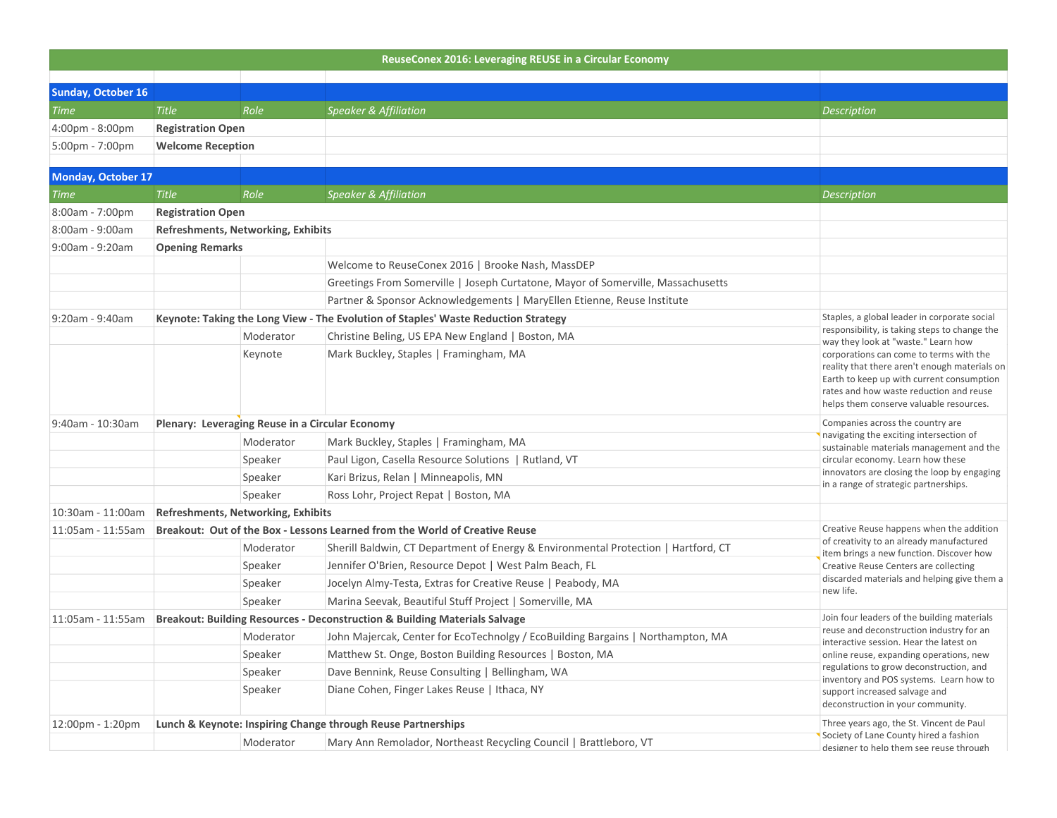# ReuseConex 2016: Leveraging REUSE in a Circular Economy

## Sunday, October 16

| Time | Title | Role | Speaker & Affiliation | Description |
|---|---|---|---|---|
| 4:00pm - 8:00pm | **Registration Open** | | | |
| 5:00pm - 7:00pm | **Welcome Reception** | | | |

## Monday, October 17

| Time | Title | Role | Speaker & Affiliation | Description |
|---|---|---|---|---|
| 8:00am - 7:00pm | **Registration Open** | | | |
| 8:00am - 9:00am | **Refreshments, Networking, Exhibits** | | | |
| 9:00am - 9:20am | **Opening Remarks** | | | |
| | | | Welcome to ReuseConex 2016 \| Brooke Nash, MassDEP | |
| | | | Greetings From Somerville \| Joseph Curtatone, Mayor of Somerville, Massachusetts | |
| | | | Partner & Sponsor Acknowledgements \| MaryEllen Etienne, Reuse Institute | |
| 9:20am - 9:40am | **Keynote: Taking the Long View - The Evolution of Staples' Waste Reduction Strategy** | | | Staples, a global leader in corporate social responsibility, is taking steps to change the way they look at "waste." Learn how corporations can come to terms with the reality that there aren't enough materials on Earth to keep up with current consumption rates and how waste reduction and reuse helps them conserve valuable resources. |
| | | Moderator | Christine Beling, US EPA New England \| Boston, MA | |
| | | Keynote | Mark Buckley, Staples \| Framingham, MA | |
| 9:40am - 10:30am | **Plenary: Leveraging Reuse in a Circular Economy** | | | Companies across the country are navigating the exciting intersection of sustainable materials management and the circular economy. Learn how these innovators are closing the loop by engaging in a range of strategic partnerships. |
| | | Moderator | Mark Buckley, Staples \| Framingham, MA | |
| | | Speaker | Paul Ligon, Casella Resource Solutions \| Rutland, VT | |
| | | Speaker | Kari Brizus, Relan \| Minneapolis, MN | |
| | | Speaker | Ross Lohr, Project Repat \| Boston, MA | |
| 10:30am - 11:00am | **Refreshments, Networking, Exhibits** | | | |
| 11:05am - 11:55am | **Breakout: Out of the Box - Lessons Learned from the World of Creative Reuse** | | | Creative Reuse happens when the addition of creativity to an already manufactured item brings a new function. Discover how Creative Reuse Centers are collecting discarded materials and helping give them a new life. |
| | | Moderator | Sherill Baldwin, CT Department of Energy & Environmental Protection \| Hartford, CT | |
| | | Speaker | Jennifer O'Brien, Resource Depot \| West Palm Beach, FL | |
| | | Speaker | Jocelyn Almy-Testa, Extras for Creative Reuse \| Peabody, MA | |
| | | Speaker | Marina Seevak, Beautiful Stuff Project \| Somerville, MA | |
| 11:05am - 11:55am | **Breakout: Building Resources - Deconstruction & Building Materials Salvage** | | | Join four leaders of the building materials reuse and deconstruction industry for an interactive session. Hear the latest on online reuse, expanding operations, new regulations to grow deconstruction, and inventory and POS systems. Learn how to support increased salvage and deconstruction in your community. |
| | | Moderator | John Majercak, Center for EcoTechnolgy / EcoBuilding Bargains \| Northampton, MA | |
| | | Speaker | Matthew St. Onge, Boston Building Resources \| Boston, MA | |
| | | Speaker | Dave Bennink, Reuse Consulting \| Bellingham, WA | |
| | | Speaker | Diane Cohen, Finger Lakes Reuse \| Ithaca, NY | |
| 12:00pm - 1:20pm | **Lunch & Keynote: Inspiring Change through Reuse Partnerships** | | | Three years ago, the St. Vincent de Paul Society of Lane County hired a fashion designer to help them see reuse through |
| | | Moderator | Mary Ann Remolador, Northeast Recycling Council \| Brattleboro, VT | |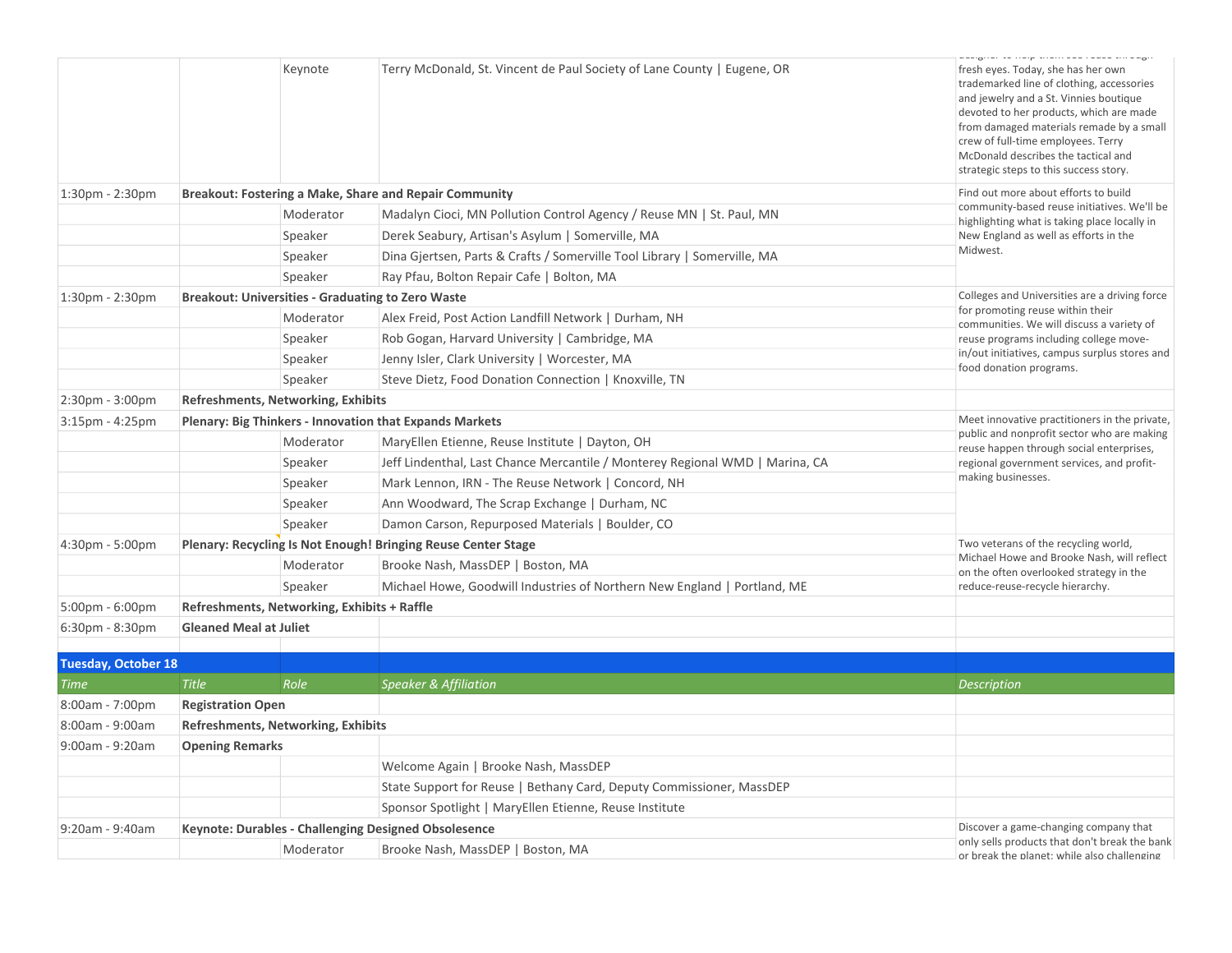| | | | | |
|---|---|---|---|---|
| | | Keynote | Terry McDonald, St. Vincent de Paul Society of Lane County \| Eugene, OR | fresh eyes. Today, she has her own trademarked line of clothing, accessories and jewelry and a St. Vinnies boutique devoted to her products, which are made from damaged materials remade by a small crew of full-time employees. Terry McDonald describes the tactical and strategic steps to this success story. |
| 1:30pm - 2:30pm | **Breakout: Fostering a Make, Share and Repair Community** | | | Find out more about efforts to build community-based reuse initiatives. We'll be highlighting what is taking place locally in New England as well as efforts in the Midwest. |
| | | Moderator | Madalyn Cioci, MN Pollution Control Agency / Reuse MN \| St. Paul, MN | |
| | | Speaker | Derek Seabury, Artisan's Asylum \| Somerville, MA | |
| | | Speaker | Dina Gjertsen, Parts & Crafts / Somerville Tool Library \| Somerville, MA | |
| | | Speaker | Ray Pfau, Bolton Repair Cafe \| Bolton, MA | |
| 1:30pm - 2:30pm | **Breakout: Universities - Graduating to Zero Waste** | | | Colleges and Universities are a driving force for promoting reuse within their communities. We will discuss a variety of reuse programs including college move-in/out initiatives, campus surplus stores and food donation programs. |
| | | Moderator | Alex Freid, Post Action Landfill Network \| Durham, NH | |
| | | Speaker | Rob Gogan, Harvard University \| Cambridge, MA | |
| | | Speaker | Jenny Isler, Clark University \| Worcester, MA | |
| | | Speaker | Steve Dietz, Food Donation Connection \| Knoxville, TN | |
| 2:30pm - 3:00pm | **Refreshments, Networking, Exhibits** | | | |
| 3:15pm - 4:25pm | **Plenary: Big Thinkers - Innovation that Expands Markets** | | | Meet innovative practitioners in the private, public and nonprofit sector who are making reuse happen through social enterprises, regional government services, and profit-making businesses. |
| | | Moderator | MaryEllen Etienne, Reuse Institute \| Dayton, OH | |
| | | Speaker | Jeff Lindenthal, Last Chance Mercantile / Monterey Regional WMD \| Marina, CA | |
| | | Speaker | Mark Lennon, IRN - The Reuse Network \| Concord, NH | |
| | | Speaker | Ann Woodward, The Scrap Exchange \| Durham, NC | |
| | | Speaker | Damon Carson, Repurposed Materials \| Boulder, CO | |
| 4:30pm - 5:00pm | **Plenary: Recycling Is Not Enough! Bringing Reuse Center Stage** | | | Two veterans of the recycling world, Michael Howe and Brooke Nash, will reflect on the often overlooked strategy in the reduce-reuse-recycle hierarchy. |
| | | Moderator | Brooke Nash, MassDEP \| Boston, MA | |
| | | Speaker | Michael Howe, Goodwill Industries of Northern New England \| Portland, ME | |
| 5:00pm - 6:00pm | **Refreshments, Networking, Exhibits + Raffle** | | | |
| 6:30pm - 8:30pm | **Gleaned Meal at Juliet** | | | |
| | | | | |
| **Tuesday, October 18** | | | | |
| *Time* | *Title* | *Role* | *Speaker & Affiliation* | *Description* |
| 8:00am - 7:00pm | **Registration Open** | | | |
| 8:00am - 9:00am | **Refreshments, Networking, Exhibits** | | | |
| 9:00am - 9:20am | **Opening Remarks** | | | |
| | | | Welcome Again \| Brooke Nash, MassDEP | |
| | | | State Support for Reuse \| Bethany Card, Deputy Commissioner, MassDEP | |
| | | | Sponsor Spotlight \| MaryEllen Etienne, Reuse Institute | |
| 9:20am - 9:40am | **Keynote: Durables - Challenging Designed Obsolesence** | | | Discover a game-changing company that only sells products that don't break the bank or break the planet; while also challenging |
| | | Moderator | Brooke Nash, MassDEP \| Boston, MA | |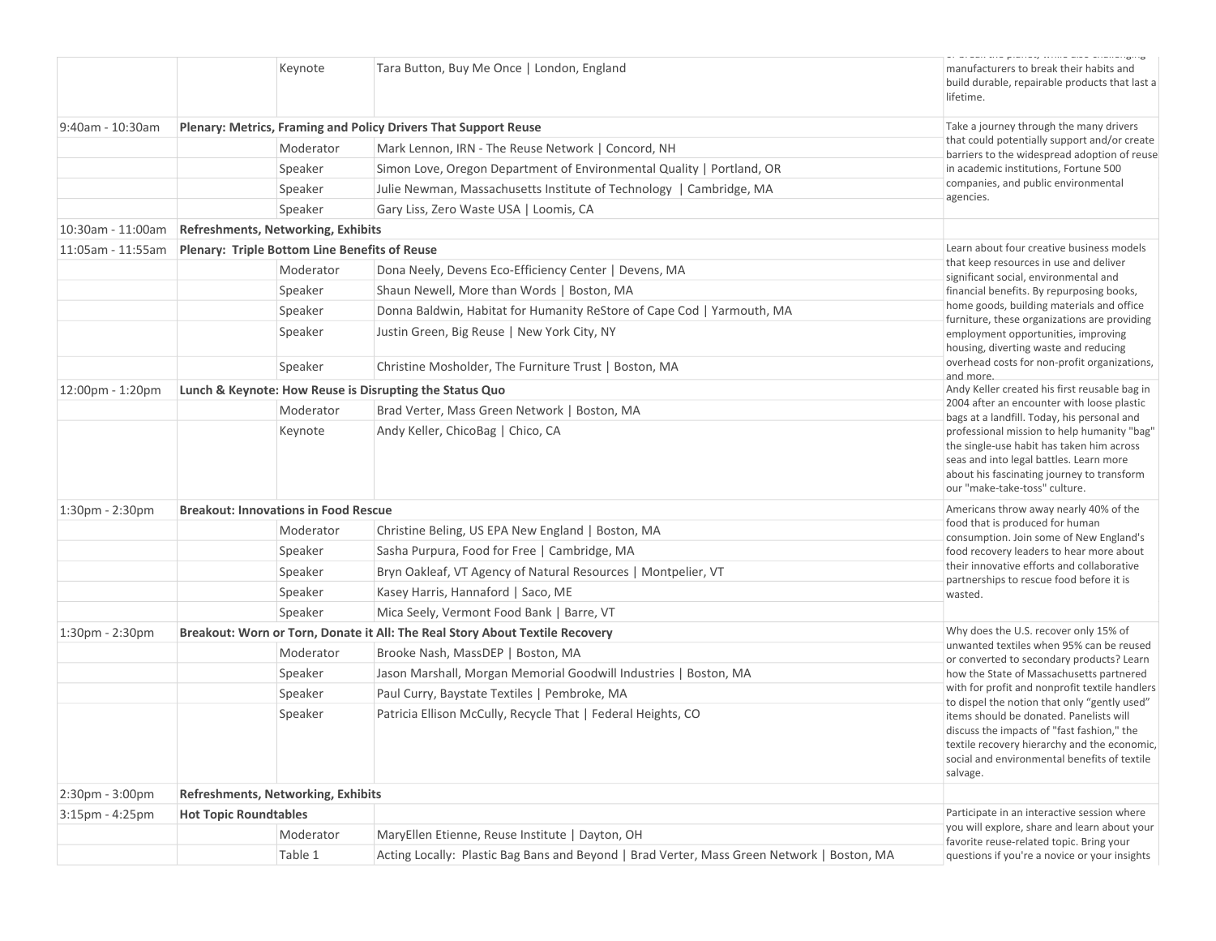| | | | | |
|---|---|---|---|---|
| | | Keynote | Tara Button, Buy Me Once \| London, England | manufacturers to break their habits and build durable, repairable products that last a lifetime. |
| 9:40am - 10:30am | **Plenary: Metrics, Framing and Policy Drivers That Support Reuse** | | | Take a journey through the many drivers that could potentially support and/or create barriers to the widespread adoption of reuse in academic institutions, Fortune 500 companies, and public environmental agencies. |
| | | Moderator | Mark Lennon, IRN - The Reuse Network \| Concord, NH | |
| | | Speaker | Simon Love, Oregon Department of Environmental Quality \| Portland, OR | |
| | | Speaker | Julie Newman, Massachusetts Institute of Technology \| Cambridge, MA | |
| | | Speaker | Gary Liss, Zero Waste USA \| Loomis, CA | |
| 10:30am - 11:00am | **Refreshments, Networking, Exhibits** | | | |
| 11:05am - 11:55am | **Plenary: Triple Bottom Line Benefits of Reuse** | | | Learn about four creative business models that keep resources in use and deliver significant social, environmental and financial benefits. By repurposing books, home goods, building materials and office furniture, these organizations are providing employment opportunities, improving housing, diverting waste and reducing overhead costs for non-profit organizations, and more. |
| | | Moderator | Dona Neely, Devens Eco-Efficiency Center \| Devens, MA | |
| | | Speaker | Shaun Newell, More than Words \| Boston, MA | |
| | | Speaker | Donna Baldwin, Habitat for Humanity ReStore of Cape Cod \| Yarmouth, MA | |
| | | Speaker | Justin Green, Big Reuse \| New York City, NY | |
| | | Speaker | Christine Mosholder, The Furniture Trust \| Boston, MA | |
| 12:00pm - 1:20pm | **Lunch & Keynote: How Reuse is Disrupting the Status Quo** | | | Andy Keller created his first reusable bag in 2004 after an encounter with loose plastic bags at a landfill. Today, his personal and professional mission to help humanity "bag" the single-use habit has taken him across seas and into legal battles. Learn more about his fascinating journey to transform our "make-take-toss" culture. |
| | | Moderator | Brad Verter, Mass Green Network \| Boston, MA | |
| | | Keynote | Andy Keller, ChicoBag \| Chico, CA | |
| 1:30pm - 2:30pm | **Breakout: Innovations in Food Rescue** | | | Americans throw away nearly 40% of the food that is produced for human consumption. Join some of New England's food recovery leaders to hear more about their innovative efforts and collaborative partnerships to rescue food before it is wasted. |
| | | Moderator | Christine Beling, US EPA New England \| Boston, MA | |
| | | Speaker | Sasha Purpura, Food for Free \| Cambridge, MA | |
| | | Speaker | Bryn Oakleaf, VT Agency of Natural Resources \| Montpelier, VT | |
| | | Speaker | Kasey Harris, Hannaford \| Saco, ME | |
| | | Speaker | Mica Seely, Vermont Food Bank \| Barre, VT | |
| 1:30pm - 2:30pm | **Breakout: Worn or Torn, Donate it All: The Real Story About Textile Recovery** | | | Why does the U.S. recover only 15% of unwanted textiles when 95% can be reused or converted to secondary products? Learn how the State of Massachusetts partnered with for profit and nonprofit textile handlers to dispel the notion that only "gently used" items should be donated. Panelists will discuss the impacts of "fast fashion," the textile recovery hierarchy and the economic, social and environmental benefits of textile salvage. |
| | | Moderator | Brooke Nash, MassDEP \| Boston, MA | |
| | | Speaker | Jason Marshall, Morgan Memorial Goodwill Industries \| Boston, MA | |
| | | Speaker | Paul Curry, Baystate Textiles \| Pembroke, MA | |
| | | Speaker | Patricia Ellison McCully, Recycle That \| Federal Heights, CO | |
| 2:30pm - 3:00pm | **Refreshments, Networking, Exhibits** | | | |
| 3:15pm - 4:25pm | **Hot Topic Roundtables** | | | Participate in an interactive session where you will explore, share and learn about your favorite reuse-related topic. Bring your questions if you're a novice or your insights |
| | | Moderator | MaryEllen Etienne, Reuse Institute \| Dayton, OH | |
| | | Table 1 | Acting Locally: Plastic Bag Bans and Beyond \| Brad Verter, Mass Green Network \| Boston, MA | |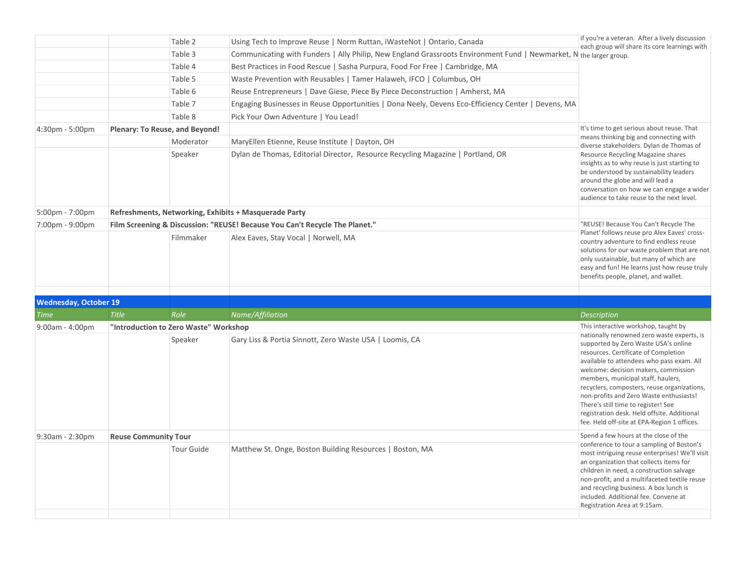| | | | | |
|---|---|---|---|---|
| | | Table 2 | Using Tech to Improve Reuse \| Norm Ruttan, iWasteNot \| Ontario, Canada | if you're a veteran. After a lively discussion each group will share its core learnings with the larger group. |
| | | Table 3 | Communicating with Funders \| Ally Philip, New England Grassroots Environment Fund \| Newmarket, N | |
| | | Table 4 | Best Practices in Food Rescue \| Sasha Purpura, Food For Free \| Cambridge, MA | |
| | | Table 5 | Waste Prevention with Reusables \| Tamer Halaweh, IFCO \| Columbus, OH | |
| | | Table 6 | Reuse Entrepreneurs \| Dave Giese, Piece By Piece Deconstruction \| Amherst, MA | |
| | | Table 7 | Engaging Businesses in Reuse Opportunities \| Dona Neely, Devens Eco-Efficiency Center \| Devens, MA | |
| | | Table 8 | Pick Your Own Adventure \| You Lead! | |
| 4:30pm - 5:00pm | **Plenary: To Reuse, and Beyond!** | | | It's time to get serious about reuse. That means thinking big and connecting with diverse stakeholders. Dylan de Thomas of Resource Recycling Magazine shares insights as to why reuse is just starting to be understood by sustainability leaders around the globe and will lead a conversation on how we can engage a wider audience to take reuse to the next level. |
| | | Moderator | MaryEllen Etienne, Reuse Institute \| Dayton, OH | |
| | | Speaker | Dylan de Thomas, Editorial Director, Resource Recycling Magazine \| Portland, OR | |
| 5:00pm - 7:00pm | **Refreshments, Networking, Exhibits + Masquerade Party** | | | |
| 7:00pm - 9:00pm | **Film Screening & Discussion: "REUSE! Because You Can't Recycle The Planet."** | | | "REUSE! Because You Can't Recycle The Planet' follows reuse pro Alex Eaves' cross-country adventure to find endless reuse solutions for our waste problem that are not only sustainable, but many of which are easy and fun! He learns just how reuse truly benefits people, planet, and wallet. |
| | | Filmmaker | Alex Eaves, Stay Vocal \| Norwell, MA | |
| | | | | |
| **Wednesday, October 19** | | | | |
| *Time* | *Title* | *Role* | *Name/Affiliation* | *Description* |
| 9:00am - 4:00pm | **"Introduction to Zero Waste" Workshop** | | | This interactive workshop, taught by nationally renowned zero waste experts, is supported by Zero Waste USA's online resources. Certificate of Completion available to attendees who pass exam. All welcome: decision makers, commission members, municipal staff, haulers, recyclers, composters, reuse organizations, non-profits and Zero Waste enthusiasts! There's still time to register! See registration desk. Held offsite. Additional fee. Held off-site at EPA-Region 1 offices. |
| | | Speaker | Gary Liss & Portia Sinnott, Zero Waste USA \| Loomis, CA | |
| 9:30am - 2:30pm | **Reuse Community Tour** | | | Spend a few hours at the close of the conference to tour a sampling of Boston's most intriguing reuse enterprises! We'll visit an organization that collects items for children in need, a construction salvage non-profit, and a multifaceted textile reuse and recycling business. A box lunch is included. Additional fee. Convene at Registration Area at 9:15am. |
| | | Tour Guide | Matthew St. Onge, Boston Building Resources \| Boston, MA | |